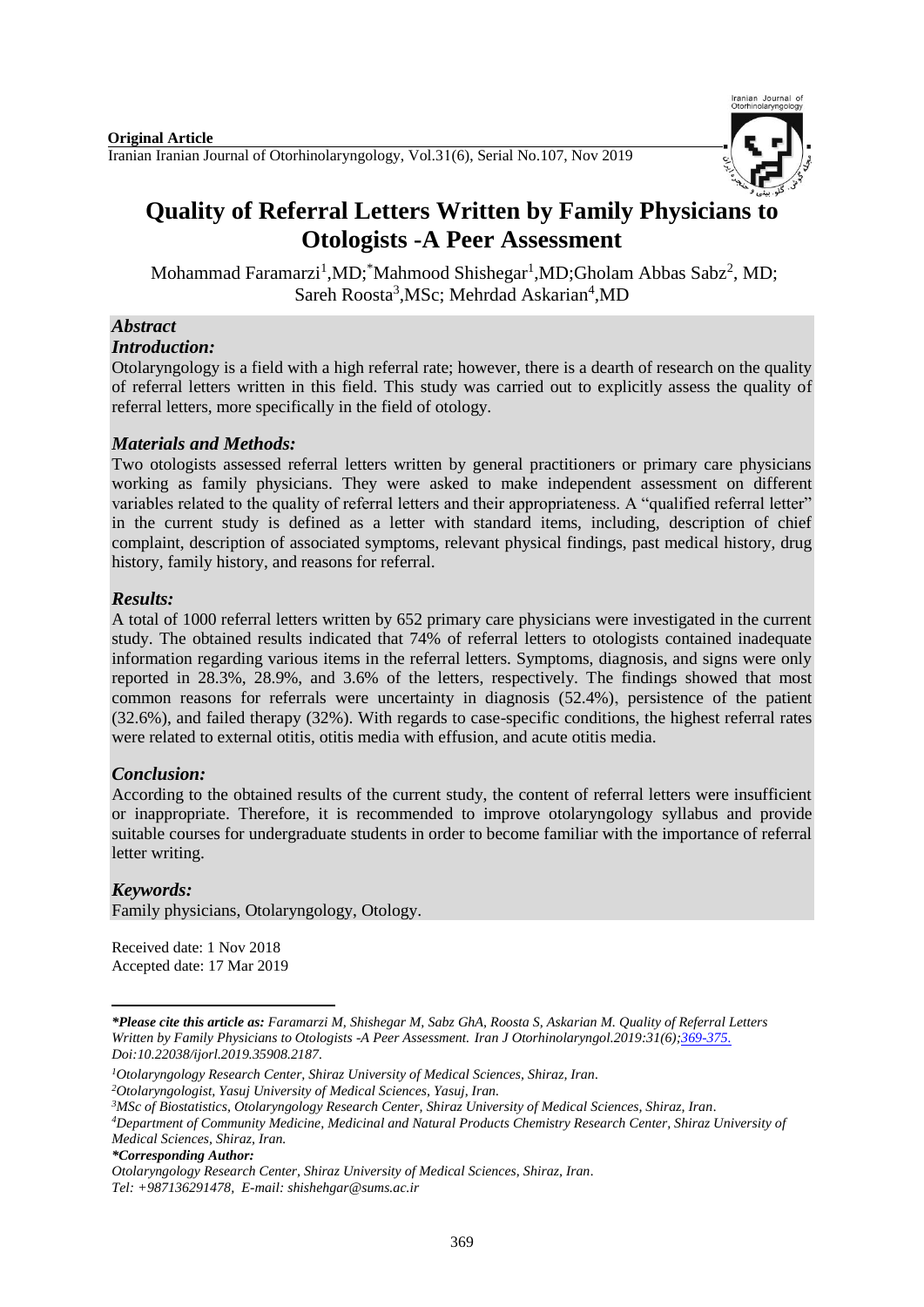**Original Article**

Iranian Iranian Journal of Otorhinolaryngology, Vol.31(6), Serial No.107, Nov 2019

# Quality of Referral Letters Written by Family Physicians to Otologists -A Peer Assessment

Mohammad Faramarzi[1],MD; *Mahmood Shishegar[1],MD; Gholam Abbas Sabz[2], MD; Sareh Roosta[3],MSc; Mehrdad Askarian[4],MD

## *Abstract*

### *Introduction:*

Otolaryngology is a field with a high referral rate; however, there is a dearth of research on the quality of referral letters written in this field. This study was carried out to explicitly assess the quality of referral letters, more specifically in the field of otology.

### *Materials and Methods:*

Two otologists assessed referral letters written by general practitioners or primary care physicians working as family physicians. They were asked to make independent assessment on different variables related to the quality of referral letters and their appropriateness. A "qualified referral letter" in the current study is defined as a letter with standard items, including, description of chief complaint, description of associated symptoms, relevant physical findings, past medical history, drug history, family history, and reasons for referral.

### *Results:*

A total of 1000 referral letters written by 652 primary care physicians were investigated in the current study. The obtained results indicated that 74% of referral letters to otologists contained inadequate information regarding various items in the referral letters. Symptoms, diagnosis, and signs were only reported in 28.3%, 28.9%, and 3.6% of the letters, respectively. The findings showed that most common reasons for referrals were uncertainty in diagnosis (52.4%), persistence of the patient (32.6%), and failed therapy (32%). With regards to case-specific conditions, the highest referral rates were related to external otitis, otitis media with effusion, and acute otitis media.

### *Conclusion:*

According to the obtained results of the current study, the content of referral letters were insufficient or inappropriate. Therefore, it is recommended to improve otolaryngology syllabus and provide suitable courses for undergraduate students in order to become familiar with the importance of referral letter writing.

### *Keywords:*

Family physicians, Otolaryngology, Otology.

Received date: 1 Nov 2018
Accepted date: 17 Mar 2019

---

***Please cite this article as:** *Faramarzi M, Shishegar M, Sabz GhA, Roosta S, Askarian M. Quality of Referral Letters Written by Family Physicians to Otologists -A Peer Assessment. Iran J Otorhinolaryngol.2019:31(6);369-375. Doi:10.22038/ijorl.2019.35908.2187.*

[1]*Otolaryngology Research Center, Shiraz University of Medical Sciences, Shiraz, Iran.*

[2]*Otolaryngologist, Yasuj University of Medical Sciences, Yasuj, Iran.*

[3]*MSc of Biostatistics, Otolaryngology Research Center, Shiraz University of Medical Sciences, Shiraz, Iran.*

[4]*Department of Community Medicine, Medicinal and Natural Products Chemistry Research Center, Shiraz University of Medical Sciences, Shiraz, Iran.*

***Corresponding Author:***

*Otolaryngology Research Center, Shiraz University of Medical Sciences, Shiraz, Iran.*

*Tel: +987136291478, E-mail: shishehgar@sums.ac.ir*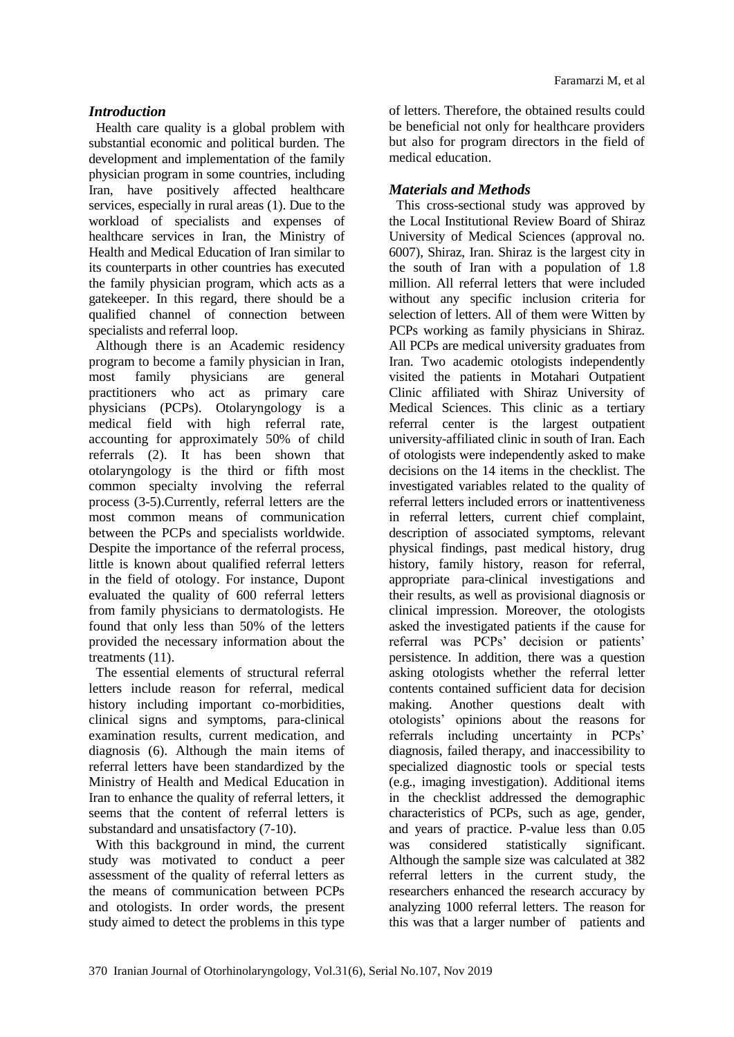## *Introduction*

Health care quality is a global problem with substantial economic and political burden. The development and implementation of the family physician program in some countries, including Iran, have positively affected healthcare services, especially in rural areas (1). Due to the workload of specialists and expenses of healthcare services in Iran, the Ministry of Health and Medical Education of Iran similar to its counterparts in other countries has executed the family physician program, which acts as a gatekeeper. In this regard, there should be a qualified channel of connection between specialists and referral loop.

Although there is an Academic residency program to become a family physician in Iran, most family physicians are general practitioners who act as primary care physicians (PCPs). Otolaryngology is a medical field with high referral rate, accounting for approximately 50% of child referrals (2). It has been shown that otolaryngology is the third or fifth most common specialty involving the referral process (3-5).Currently, referral letters are the most common means of communication between the PCPs and specialists worldwide. Despite the importance of the referral process, little is known about qualified referral letters in the field of otology. For instance, Dupont evaluated the quality of 600 referral letters from family physicians to dermatologists. He found that only less than 50% of the letters provided the necessary information about the treatments (11).

The essential elements of structural referral letters include reason for referral, medical history including important co-morbidities, clinical signs and symptoms, para-clinical examination results, current medication, and diagnosis (6). Although the main items of referral letters have been standardized by the Ministry of Health and Medical Education in Iran to enhance the quality of referral letters, it seems that the content of referral letters is substandard and unsatisfactory (7-10).

With this background in mind, the current study was motivated to conduct a peer assessment of the quality of referral letters as the means of communication between PCPs and otologists. In order words, the present study aimed to detect the problems in this type of letters. Therefore, the obtained results could be beneficial not only for healthcare providers but also for program directors in the field of medical education.

## *Materials and Methods*

This cross-sectional study was approved by the Local Institutional Review Board of Shiraz University of Medical Sciences (approval no. 6007), Shiraz, Iran. Shiraz is the largest city in the south of Iran with a population of 1.8 million. All referral letters that were included without any specific inclusion criteria for selection of letters. All of them were Witten by PCPs working as family physicians in Shiraz. All PCPs are medical university graduates from Iran. Two academic otologists independently visited the patients in Motahari Outpatient Clinic affiliated with Shiraz University of Medical Sciences. This clinic as a tertiary referral center is the largest outpatient university-affiliated clinic in south of Iran. Each of otologists were independently asked to make decisions on the 14 items in the checklist. The investigated variables related to the quality of referral letters included errors or inattentiveness in referral letters, current chief complaint, description of associated symptoms, relevant physical findings, past medical history, drug history, family history, reason for referral, appropriate para-clinical investigations and their results, as well as provisional diagnosis or clinical impression. Moreover, the otologists asked the investigated patients if the cause for referral was PCPs' decision or patients' persistence. In addition, there was a question asking otologists whether the referral letter contents contained sufficient data for decision making. Another questions dealt with otologists' opinions about the reasons for referrals including uncertainty in PCPs' diagnosis, failed therapy, and inaccessibility to specialized diagnostic tools or special tests (e.g., imaging investigation). Additional items in the checklist addressed the demographic characteristics of PCPs, such as age, gender, and years of practice. P-value less than 0.05 was considered statistically significant. Although the sample size was calculated at 382 referral letters in the current study, the researchers enhanced the research accuracy by analyzing 1000 referral letters. The reason for this was that a larger number of patients and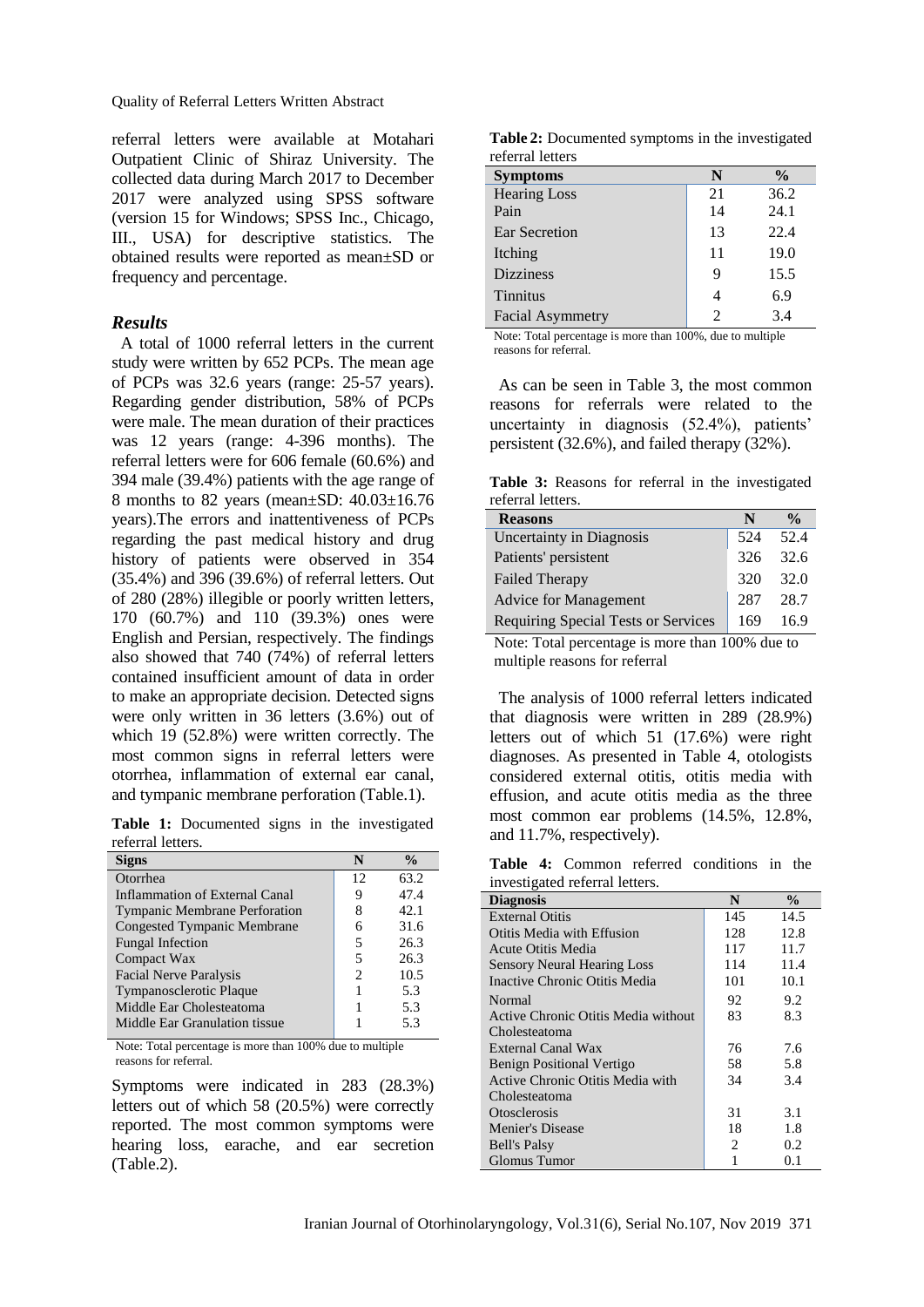referral letters were available at Motahari Outpatient Clinic of Shiraz University. The collected data during March 2017 to December 2017 were analyzed using SPSS software (version 15 for Windows; SPSS Inc., Chicago, III., USA) for descriptive statistics. The obtained results were reported as mean±SD or frequency and percentage.

### *Results*

A total of 1000 referral letters in the current study were written by 652 PCPs. The mean age of PCPs was 32.6 years (range: 25-57 years). Regarding gender distribution, 58% of PCPs were male. The mean duration of their practices was 12 years (range: 4-396 months). The referral letters were for 606 female (60.6%) and 394 male (39.4%) patients with the age range of 8 months to 82 years (mean±SD: 40.03±16.76 years).The errors and inattentiveness of PCPs regarding the past medical history and drug history of patients were observed in 354 (35.4%) and 396 (39.6%) of referral letters. Out of 280 (28%) illegible or poorly written letters, 170 (60.7%) and 110 (39.3%) ones were English and Persian, respectively. The findings also showed that 740 (74%) of referral letters contained insufficient amount of data in order to make an appropriate decision. Detected signs were only written in 36 letters (3.6%) out of which 19 (52.8%) were written correctly. The most common signs in referral letters were otorrhea, inflammation of external ear canal, and tympanic membrane perforation (Table.1).

**Table 1:** Documented signs in the investigated referral letters.

| Signs | N | % |
|---|---|---|
| Otorrhea | 12 | 63.2 |
| Inflammation of External Canal | 9 | 47.4 |
| Tympanic Membrane Perforation | 8 | 42.1 |
| Congested Tympanic Membrane | 6 | 31.6 |
| Fungal Infection | 5 | 26.3 |
| Compact Wax | 5 | 26.3 |
| Facial Nerve Paralysis | 2 | 10.5 |
| Tympanosclerotic Plaque | 1 | 5.3 |
| Middle Ear Cholesteatoma | 1 | 5.3 |
| Middle Ear Granulation tissue | 1 | 5.3 |

Note: Total percentage is more than 100% due to multiple reasons for referral.

Symptoms were indicated in 283 (28.3%) letters out of which 58 (20.5%) were correctly reported. The most common symptoms were hearing loss, earache, and ear secretion (Table.2).

**Table 2:** Documented symptoms in the investigated referral letters

| Symptoms | N | % |
|---|---|---|
| Hearing Loss | 21 | 36.2 |
| Pain | 14 | 24.1 |
| Ear Secretion | 13 | 22.4 |
| Itching | 11 | 19.0 |
| Dizziness | 9 | 15.5 |
| Tinnitus | 4 | 6.9 |
| Facial Asymmetry | 2 | 3.4 |

Note: Total percentage is more than 100%, due to multiple reasons for referral.

As can be seen in Table 3, the most common reasons for referrals were related to the uncertainty in diagnosis (52.4%), patients' persistent (32.6%), and failed therapy (32%).

**Table 3:** Reasons for referral in the investigated referral letters.

| Reasons | N | % |
|---|---|---|
| Uncertainty in Diagnosis | 524 | 52.4 |
| Patients' persistent | 326 | 32.6 |
| Failed Therapy | 320 | 32.0 |
| Advice for Management | 287 | 28.7 |
| Requiring Special Tests or Services | 169 | 16.9 |

Note: Total percentage is more than 100% due to multiple reasons for referral

The analysis of 1000 referral letters indicated that diagnosis were written in 289 (28.9%) letters out of which 51 (17.6%) were right diagnoses. As presented in Table 4, otologists considered external otitis, otitis media with effusion, and acute otitis media as the three most common ear problems (14.5%, 12.8%, and 11.7%, respectively).

**Table 4:** Common referred conditions in the investigated referral letters.

| Diagnosis | N | % |
|---|---|---|
| External Otitis | 145 | 14.5 |
| Otitis Media with Effusion | 128 | 12.8 |
| Acute Otitis Media | 117 | 11.7 |
| Sensory Neural Hearing Loss | 114 | 11.4 |
| Inactive Chronic Otitis Media | 101 | 10.1 |
| Normal | 92 | 9.2 |
| Active Chronic Otitis Media without Cholesteatoma | 83 | 8.3 |
| External Canal Wax | 76 | 7.6 |
| Benign Positional Vertigo | 58 | 5.8 |
| Active Chronic Otitis Media with Cholesteatoma | 34 | 3.4 |
| Otosclerosis | 31 | 3.1 |
| Menier's Disease | 18 | 1.8 |
| Bell's Palsy | 2 | 0.2 |
| Glomus Tumor | 1 | 0.1 |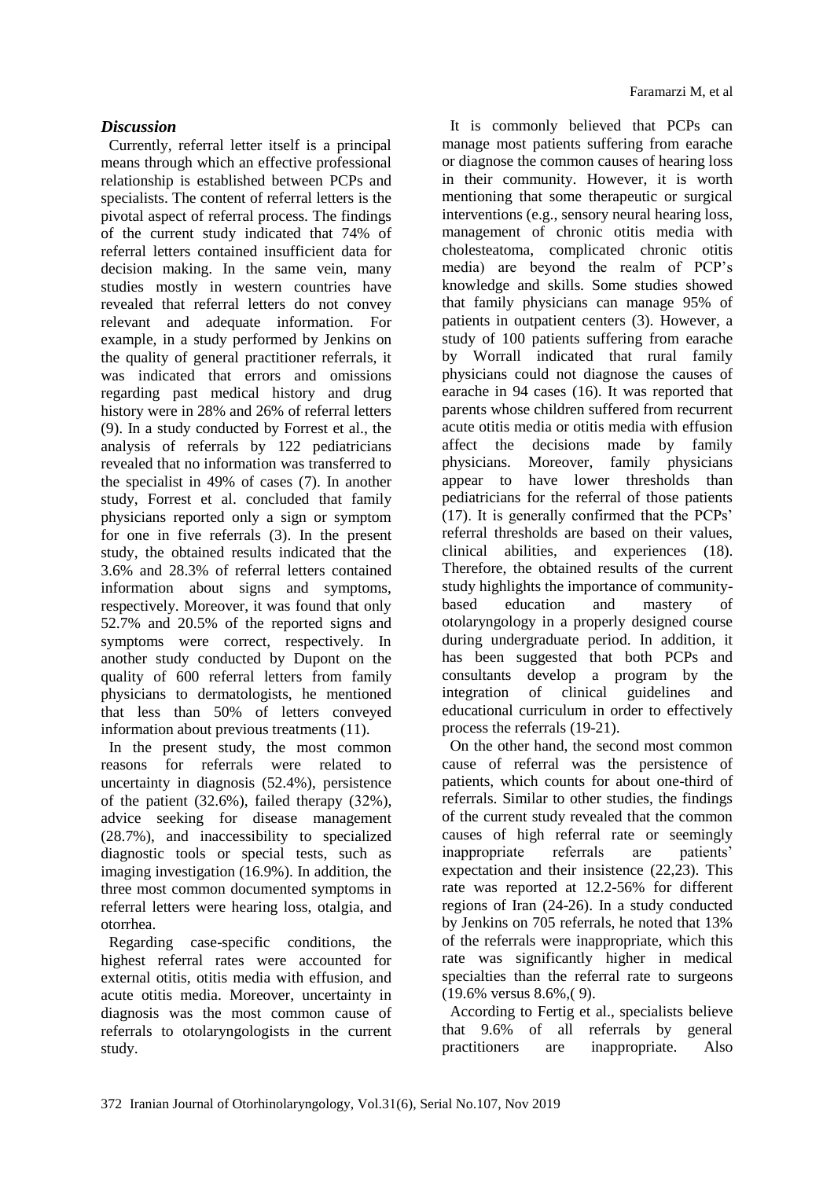### *Discussion*

Currently, referral letter itself is a principal means through which an effective professional relationship is established between PCPs and specialists. The content of referral letters is the pivotal aspect of referral process. The findings of the current study indicated that 74% of referral letters contained insufficient data for decision making. In the same vein, many studies mostly in western countries have revealed that referral letters do not convey relevant and adequate information. For example, in a study performed by Jenkins on the quality of general practitioner referrals, it was indicated that errors and omissions regarding past medical history and drug history were in 28% and 26% of referral letters (9). In a study conducted by Forrest et al., the analysis of referrals by 122 pediatricians revealed that no information was transferred to the specialist in 49% of cases (7). In another study, Forrest et al. concluded that family physicians reported only a sign or symptom for one in five referrals (3). In the present study, the obtained results indicated that the 3.6% and 28.3% of referral letters contained information about signs and symptoms, respectively. Moreover, it was found that only 52.7% and 20.5% of the reported signs and symptoms were correct, respectively. In another study conducted by Dupont on the quality of 600 referral letters from family physicians to dermatologists, he mentioned that less than 50% of letters conveyed information about previous treatments (11).

In the present study, the most common reasons for referrals were related to uncertainty in diagnosis (52.4%), persistence of the patient (32.6%), failed therapy (32%), advice seeking for disease management (28.7%), and inaccessibility to specialized diagnostic tools or special tests, such as imaging investigation (16.9%). In addition, the three most common documented symptoms in referral letters were hearing loss, otalgia, and otorrhea.

Regarding case-specific conditions, the highest referral rates were accounted for external otitis, otitis media with effusion, and acute otitis media. Moreover, uncertainty in diagnosis was the most common cause of referrals to otolaryngologists in the current study.

It is commonly believed that PCPs can manage most patients suffering from earache or diagnose the common causes of hearing loss in their community. However, it is worth mentioning that some therapeutic or surgical interventions (e.g., sensory neural hearing loss, management of chronic otitis media with cholesteatoma, complicated chronic otitis media) are beyond the realm of PCP's knowledge and skills. Some studies showed that family physicians can manage 95% of patients in outpatient centers (3). However, a study of 100 patients suffering from earache by Worrall indicated that rural family physicians could not diagnose the causes of earache in 94 cases (16). It was reported that parents whose children suffered from recurrent acute otitis media or otitis media with effusion affect the decisions made by family physicians. Moreover, family physicians appear to have lower thresholds than pediatricians for the referral of those patients (17). It is generally confirmed that the PCPs' referral thresholds are based on their values, clinical abilities, and experiences (18). Therefore, the obtained results of the current study highlights the importance of community-based education and mastery of otolaryngology in a properly designed course during undergraduate period. In addition, it has been suggested that both PCPs and consultants develop a program by the integration of clinical guidelines and educational curriculum in order to effectively process the referrals (19-21).

On the other hand, the second most common cause of referral was the persistence of patients, which counts for about one-third of referrals. Similar to other studies, the findings of the current study revealed that the common causes of high referral rate or seemingly inappropriate referrals are patients' expectation and their insistence (22,23). This rate was reported at 12.2-56% for different regions of Iran (24-26). In a study conducted by Jenkins on 705 referrals, he noted that 13% of the referrals were inappropriate, which this rate was significantly higher in medical specialties than the referral rate to surgeons (19.6% versus 8.6%,( 9).

According to Fertig et al., specialists believe that 9.6% of all referrals by general practitioners are inappropriate. Also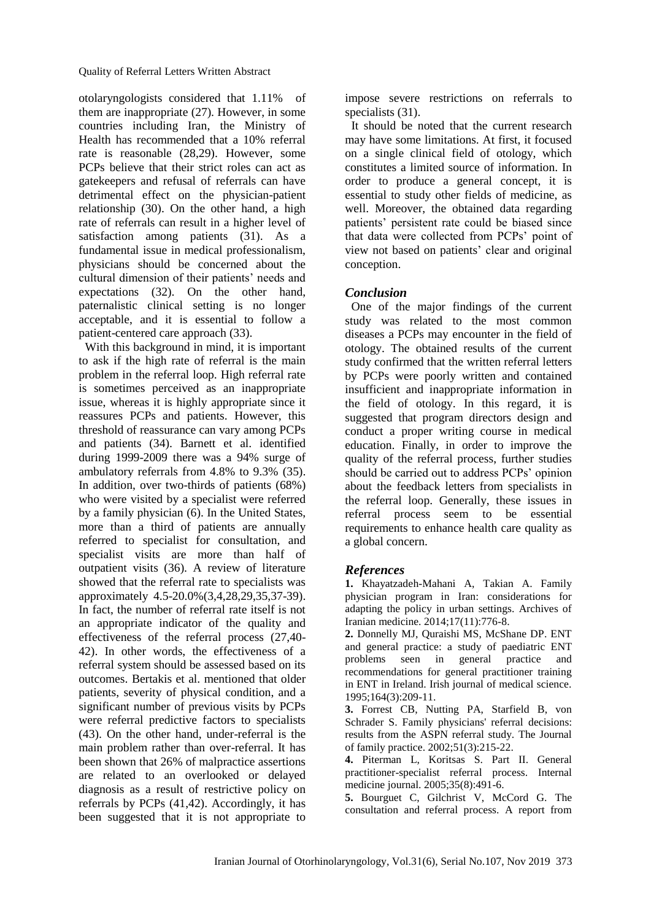otolaryngologists considered that 1.11% of them are inappropriate (27). However, in some countries including Iran, the Ministry of Health has recommended that a 10% referral rate is reasonable (28,29). However, some PCPs believe that their strict roles can act as gatekeepers and refusal of referrals can have detrimental effect on the physician-patient relationship (30). On the other hand, a high rate of referrals can result in a higher level of satisfaction among patients (31). As a fundamental issue in medical professionalism, physicians should be concerned about the cultural dimension of their patients' needs and expectations (32). On the other hand, paternalistic clinical setting is no longer acceptable, and it is essential to follow a patient-centered care approach (33).

With this background in mind, it is important to ask if the high rate of referral is the main problem in the referral loop. High referral rate is sometimes perceived as an inappropriate issue, whereas it is highly appropriate since it reassures PCPs and patients. However, this threshold of reassurance can vary among PCPs and patients (34). Barnett et al. identified during 1999-2009 there was a 94% surge of ambulatory referrals from 4.8% to 9.3% (35). In addition, over two-thirds of patients (68%) who were visited by a specialist were referred by a family physician (6). In the United States, more than a third of patients are annually referred to specialist for consultation, and specialist visits are more than half of outpatient visits (36). A review of literature showed that the referral rate to specialists was approximately 4.5-20.0%(3,4,28,29,35,37-39). In fact, the number of referral rate itself is not an appropriate indicator of the quality and effectiveness of the referral process (27,40-42). In other words, the effectiveness of a referral system should be assessed based on its outcomes. Bertakis et al. mentioned that older patients, severity of physical condition, and a significant number of previous visits by PCPs were referral predictive factors to specialists (43). On the other hand, under-referral is the main problem rather than over-referral. It has been shown that 26% of malpractice assertions are related to an overlooked or delayed diagnosis as a result of restrictive policy on referrals by PCPs (41,42). Accordingly, it has been suggested that it is not appropriate to impose severe restrictions on referrals to specialists (31).

It should be noted that the current research may have some limitations. At first, it focused on a single clinical field of otology, which constitutes a limited source of information. In order to produce a general concept, it is essential to study other fields of medicine, as well. Moreover, the obtained data regarding patients' persistent rate could be biased since that data were collected from PCPs' point of view not based on patients' clear and original conception.

## *Conclusion*

One of the major findings of the current study was related to the most common diseases a PCPs may encounter in the field of otology. The obtained results of the current study confirmed that the written referral letters by PCPs were poorly written and contained insufficient and inappropriate information in the field of otology. In this regard, it is suggested that program directors design and conduct a proper writing course in medical education. Finally, in order to improve the quality of the referral process, further studies should be carried out to address PCPs' opinion about the feedback letters from specialists in the referral loop. Generally, these issues in referral process seem to be essential requirements to enhance health care quality as a global concern.

## *References*

**1.** Khayatzadeh-Mahani A, Takian A. Family physician program in Iran: considerations for adapting the policy in urban settings. Archives of Iranian medicine. 2014;17(11):776-8.

**2.** Donnelly MJ, Quraishi MS, McShane DP. ENT and general practice: a study of paediatric ENT problems seen in general practice and recommendations for general practitioner training in ENT in Ireland. Irish journal of medical science. 1995;164(3):209-11.

**3.** Forrest CB, Nutting PA, Starfield B, von Schrader S. Family physicians' referral decisions: results from the ASPN referral study. The Journal of family practice. 2002;51(3):215-22.

**4.** Piterman L, Koritsas S. Part II. General practitioner-specialist referral process. Internal medicine journal. 2005;35(8):491-6.

**5.** Bourguet C, Gilchrist V, McCord G. The consultation and referral process. A report from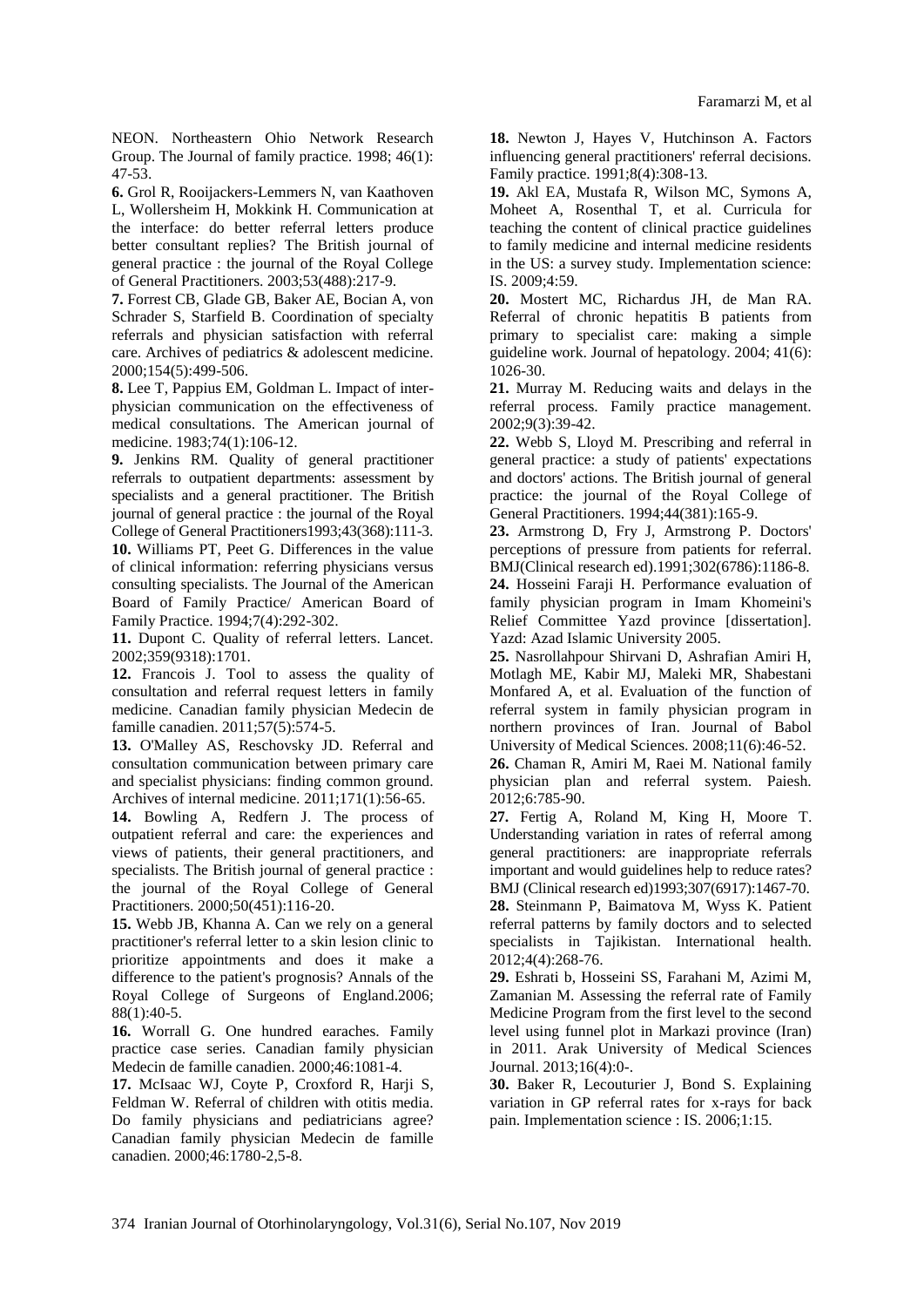NEON. Northeastern Ohio Network Research Group. The Journal of family practice. 1998; 46(1): 47-53.

**6.** Grol R, Rooijackers-Lemmers N, van Kaathoven L, Wollersheim H, Mokkink H. Communication at the interface: do better referral letters produce better consultant replies? The British journal of general practice : the journal of the Royal College of General Practitioners. 2003;53(488):217-9.

**7.** Forrest CB, Glade GB, Baker AE, Bocian A, von Schrader S, Starfield B. Coordination of specialty referrals and physician satisfaction with referral care. Archives of pediatrics & adolescent medicine. 2000;154(5):499-506.

**8.** Lee T, Pappius EM, Goldman L. Impact of inter-physician communication on the effectiveness of medical consultations. The American journal of medicine. 1983;74(1):106-12.

**9.** Jenkins RM. Quality of general practitioner referrals to outpatient departments: assessment by specialists and a general practitioner. The British journal of general practice : the journal of the Royal College of General Practitioners1993;43(368):111-3.

**10.** Williams PT, Peet G. Differences in the value of clinical information: referring physicians versus consulting specialists. The Journal of the American Board of Family Practice/ American Board of Family Practice. 1994;7(4):292-302.

**11.** Dupont C. Quality of referral letters. Lancet. 2002;359(9318):1701.

**12.** Francois J. Tool to assess the quality of consultation and referral request letters in family medicine. Canadian family physician Medecin de famille canadien. 2011;57(5):574-5.

**13.** O'Malley AS, Reschovsky JD. Referral and consultation communication between primary care and specialist physicians: finding common ground. Archives of internal medicine. 2011;171(1):56-65.

**14.** Bowling A, Redfern J. The process of outpatient referral and care: the experiences and views of patients, their general practitioners, and specialists. The British journal of general practice : the journal of the Royal College of General Practitioners. 2000;50(451):116-20.

**15.** Webb JB, Khanna A. Can we rely on a general practitioner's referral letter to a skin lesion clinic to prioritize appointments and does it make a difference to the patient's prognosis? Annals of the Royal College of Surgeons of England.2006; 88(1):40-5.

**16.** Worrall G. One hundred earaches. Family practice case series. Canadian family physician Medecin de famille canadien. 2000;46:1081-4.

**17.** McIsaac WJ, Coyte P, Croxford R, Harji S, Feldman W. Referral of children with otitis media. Do family physicians and pediatricians agree? Canadian family physician Medecin de famille canadien. 2000;46:1780-2,5-8.

**18.** Newton J, Hayes V, Hutchinson A. Factors influencing general practitioners' referral decisions. Family practice. 1991;8(4):308-13.

**19.** Akl EA, Mustafa R, Wilson MC, Symons A, Moheet A, Rosenthal T, et al. Curricula for teaching the content of clinical practice guidelines to family medicine and internal medicine residents in the US: a survey study. Implementation science: IS. 2009;4:59.

**20.** Mostert MC, Richardus JH, de Man RA. Referral of chronic hepatitis B patients from primary to specialist care: making a simple guideline work. Journal of hepatology. 2004; 41(6): 1026-30.

**21.** Murray M. Reducing waits and delays in the referral process. Family practice management. 2002;9(3):39-42.

**22.** Webb S, Lloyd M. Prescribing and referral in general practice: a study of patients' expectations and doctors' actions. The British journal of general practice: the journal of the Royal College of General Practitioners. 1994;44(381):165-9.

**23.** Armstrong D, Fry J, Armstrong P. Doctors' perceptions of pressure from patients for referral. BMJ(Clinical research ed).1991;302(6786):1186-8.

**24.** Hosseini Faraji H. Performance evaluation of family physician program in Imam Khomeini's Relief Committee Yazd province [dissertation]. Yazd: Azad Islamic University 2005.

**25.** Nasrollahpour Shirvani D, Ashrafian Amiri H, Motlagh ME, Kabir MJ, Maleki MR, Shabestani Monfared A, et al. Evaluation of the function of referral system in family physician program in northern provinces of Iran. Journal of Babol University of Medical Sciences. 2008;11(6):46-52.

**26.** Chaman R, Amiri M, Raei M. National family physician plan and referral system. Paiesh. 2012;6:785-90.

**27.** Fertig A, Roland M, King H, Moore T. Understanding variation in rates of referral among general practitioners: are inappropriate referrals important and would guidelines help to reduce rates? BMJ (Clinical research ed)1993;307(6917):1467-70.

**28.** Steinmann P, Baimatova M, Wyss K. Patient referral patterns by family doctors and to selected specialists in Tajikistan. International health. 2012;4(4):268-76.

**29.** Eshrati b, Hosseini SS, Farahani M, Azimi M, Zamanian M. Assessing the referral rate of Family Medicine Program from the first level to the second level using funnel plot in Markazi province (Iran) in 2011. Arak University of Medical Sciences Journal. 2013;16(4):0-.

**30.** Baker R, Lecouturier J, Bond S. Explaining variation in GP referral rates for x-rays for back pain. Implementation science : IS. 2006;1:15.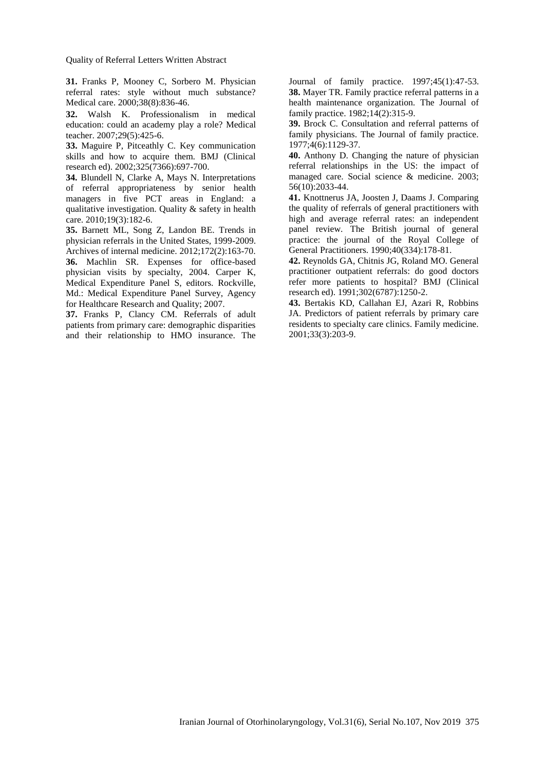**31.** Franks P, Mooney C, Sorbero M. Physician referral rates: style without much substance? Medical care. 2000;38(8):836-46.

**32.** Walsh K. Professionalism in medical education: could an academy play a role? Medical teacher. 2007;29(5):425-6.

**33.** Maguire P, Pitceathly C. Key communication skills and how to acquire them. BMJ (Clinical research ed). 2002;325(7366):697-700.

**34.** Blundell N, Clarke A, Mays N. Interpretations of referral appropriateness by senior health managers in five PCT areas in England: a qualitative investigation. Quality & safety in health care. 2010;19(3):182-6.

**35.** Barnett ML, Song Z, Landon BE. Trends in physician referrals in the United States, 1999-2009. Archives of internal medicine. 2012;172(2):163-70.

**36.** Machlin SR. Expenses for office-based physician visits by specialty, 2004. Carper K, Medical Expenditure Panel S, editors. Rockville, Md.: Medical Expenditure Panel Survey, Agency for Healthcare Research and Quality; 2007.

**37.** Franks P, Clancy CM. Referrals of adult patients from primary care: demographic disparities and their relationship to HMO insurance. The Journal of family practice. 1997;45(1):47-53.

**38.** Mayer TR. Family practice referral patterns in a health maintenance organization. The Journal of family practice. 1982;14(2):315-9.

**39.** Brock C. Consultation and referral patterns of family physicians. The Journal of family practice. 1977;4(6):1129-37.

**40.** Anthony D. Changing the nature of physician referral relationships in the US: the impact of managed care. Social science & medicine. 2003; 56(10):2033-44.

**41.** Knottnerus JA, Joosten J, Daams J. Comparing the quality of referrals of general practitioners with high and average referral rates: an independent panel review. The British journal of general practice: the journal of the Royal College of General Practitioners. 1990;40(334):178-81.

**42.** Reynolds GA, Chitnis JG, Roland MO. General practitioner outpatient referrals: do good doctors refer more patients to hospital? BMJ (Clinical research ed). 1991;302(6787):1250-2.

**43.** Bertakis KD, Callahan EJ, Azari R, Robbins JA. Predictors of patient referrals by primary care residents to specialty care clinics. Family medicine. 2001;33(3):203-9.